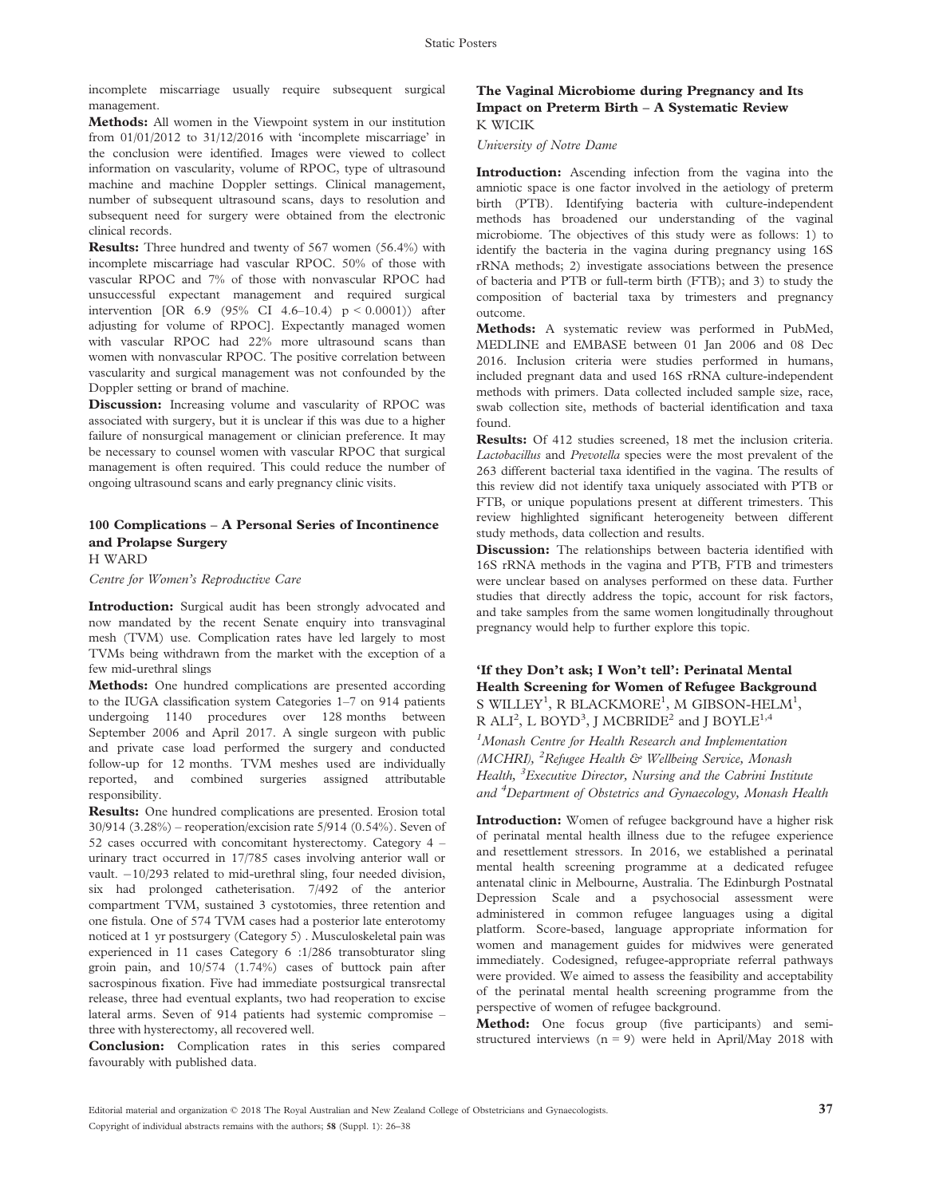incomplete miscarriage usually require subsequent surgical management.

**Methods:** All women in the Viewpoint system in our institution from 01/01/2012 to 31/12/2016 with 'incomplete miscarriage' in the conclusion were identified. Images were viewed to collect information on vascularity, volume of RPOC, type of ultrasound machine and machine Doppler settings. Clinical management, number of subsequent ultrasound scans, days to resolution and subsequent need for surgery were obtained from the electronic clinical records.

**Results:** Three hundred and twenty of 567 women (56.4%) with incomplete miscarriage had vascular RPOC. 50% of those with vascular RPOC and 7% of those with nonvascular RPOC had unsuccessful expectant management and required surgical intervention [OR 6.9 (95% CI 4.6–10.4) $p < 0.0001$)) after adjusting for volume of RPOC]. Expectantly managed women with vascular RPOC had 22% more ultrasound scans than women with nonvascular RPOC. The positive correlation between vascularity and surgical management was not confounded by the Doppler setting or brand of machine.

**Discussion:** Increasing volume and vascularity of RPOC was associated with surgery, but it is unclear if this was due to a higher failure of nonsurgical management or clinician preference. It may be necessary to counsel women with vascular RPOC that surgical management is often required. This could reduce the number of ongoing ultrasound scans and early pregnancy clinic visits.

### 100 Complications – A Personal Series of Incontinence and Prolapse Surgery

H WARD

*Centre for Women's Reproductive Care*

**Introduction:** Surgical audit has been strongly advocated and now mandated by the recent Senate enquiry into transvaginal mesh (TVM) use. Complication rates have led largely to most TVMs being withdrawn from the market with the exception of a few mid-urethral slings

**Methods:** One hundred complications are presented according to the IUGA classification system Categories 1–7 on 914 patients undergoing 1140 procedures over 128 months between September 2006 and April 2017. A single surgeon with public and private case load performed the surgery and conducted follow-up for 12 months. TVM meshes used are individually reported, and combined surgeries assigned attributable responsibility.

**Results:** One hundred complications are presented. Erosion total 30/914 (3.28%) – reoperation/excision rate 5/914 (0.54%). Seven of 52 cases occurred with concomitant hysterectomy. Category 4 – urinary tract occurred in 17/785 cases involving anterior wall or vault. –10/293 related to mid-urethral sling, four needed division, six had prolonged catheterisation. 7/492 of the anterior compartment TVM, sustained 3 cystotomies, three retention and one fistula. One of 574 TVM cases had a posterior late enterotomy noticed at 1 yr postsurgery (Category 5) . Musculoskeletal pain was experienced in 11 cases Category 6 :1/286 transobturator sling groin pain, and 10/574 (1.74%) cases of buttock pain after sacrospinous fixation. Five had immediate postsurgical transrectal release, three had eventual explants, two had reoperation to excise lateral arms. Seven of 914 patients had systemic compromise – three with hysterectomy, all recovered well.

**Conclusion:** Complication rates in this series compared favourably with published data.

### The Vaginal Microbiome during Pregnancy and Its Impact on Preterm Birth – A Systematic Review

K WICIK

*University of Notre Dame*

**Introduction:** Ascending infection from the vagina into the amniotic space is one factor involved in the aetiology of preterm birth (PTB). Identifying bacteria with culture-independent methods has broadened our understanding of the vaginal microbiome. The objectives of this study were as follows: 1) to identify the bacteria in the vagina during pregnancy using 16S rRNA methods; 2) investigate associations between the presence of bacteria and PTB or full-term birth (FTB); and 3) to study the composition of bacterial taxa by trimesters and pregnancy outcome.

**Methods:** A systematic review was performed in PubMed, MEDLINE and EMBASE between 01 Jan 2006 and 08 Dec 2016. Inclusion criteria were studies performed in humans, included pregnant data and used 16S rRNA culture-independent methods with primers. Data collected included sample size, race, swab collection site, methods of bacterial identification and taxa found.

**Results:** Of 412 studies screened, 18 met the inclusion criteria. *Lactobacillus* and *Prevotella* species were the most prevalent of the 263 different bacterial taxa identified in the vagina. The results of this review did not identify taxa uniquely associated with PTB or FTB, or unique populations present at different trimesters. This review highlighted significant heterogeneity between different study methods, data collection and results.

**Discussion:** The relationships between bacteria identified with 16S rRNA methods in the vagina and PTB, FTB and trimesters were unclear based on analyses performed on these data. Further studies that directly address the topic, account for risk factors, and take samples from the same women longitudinally throughout pregnancy would help to further explore this topic.

### 'If they Don't ask; I Won't tell': Perinatal Mental Health Screening for Women of Refugee Background

S WILLEY[1], R BLACKMORE[1], M GIBSON-HELM[1], R ALI[2], L BOYD[3], J MCBRIDE[2] and J BOYLE[1,4]

[1]*Monash Centre for Health Research and Implementation (MCHRI),* [2]*Refugee Health & Wellbeing Service, Monash Health,* [3]*Executive Director, Nursing and the Cabrini Institute and* [4]*Department of Obstetrics and Gynaecology, Monash Health*

**Introduction:** Women of refugee background have a higher risk of perinatal mental health illness due to the refugee experience and resettlement stressors. In 2016, we established a perinatal mental health screening programme at a dedicated refugee antenatal clinic in Melbourne, Australia. The Edinburgh Postnatal Depression Scale and a psychosocial assessment were administered in common refugee languages using a digital platform. Score-based, language appropriate information for women and management guides for midwives were generated immediately. Codesigned, refugee-appropriate referral pathways were provided. We aimed to assess the feasibility and acceptability of the perinatal mental health screening programme from the perspective of women of refugee background.

**Method:** One focus group (five participants) and semi-structured interviews (n = 9) were held in April/May 2018 with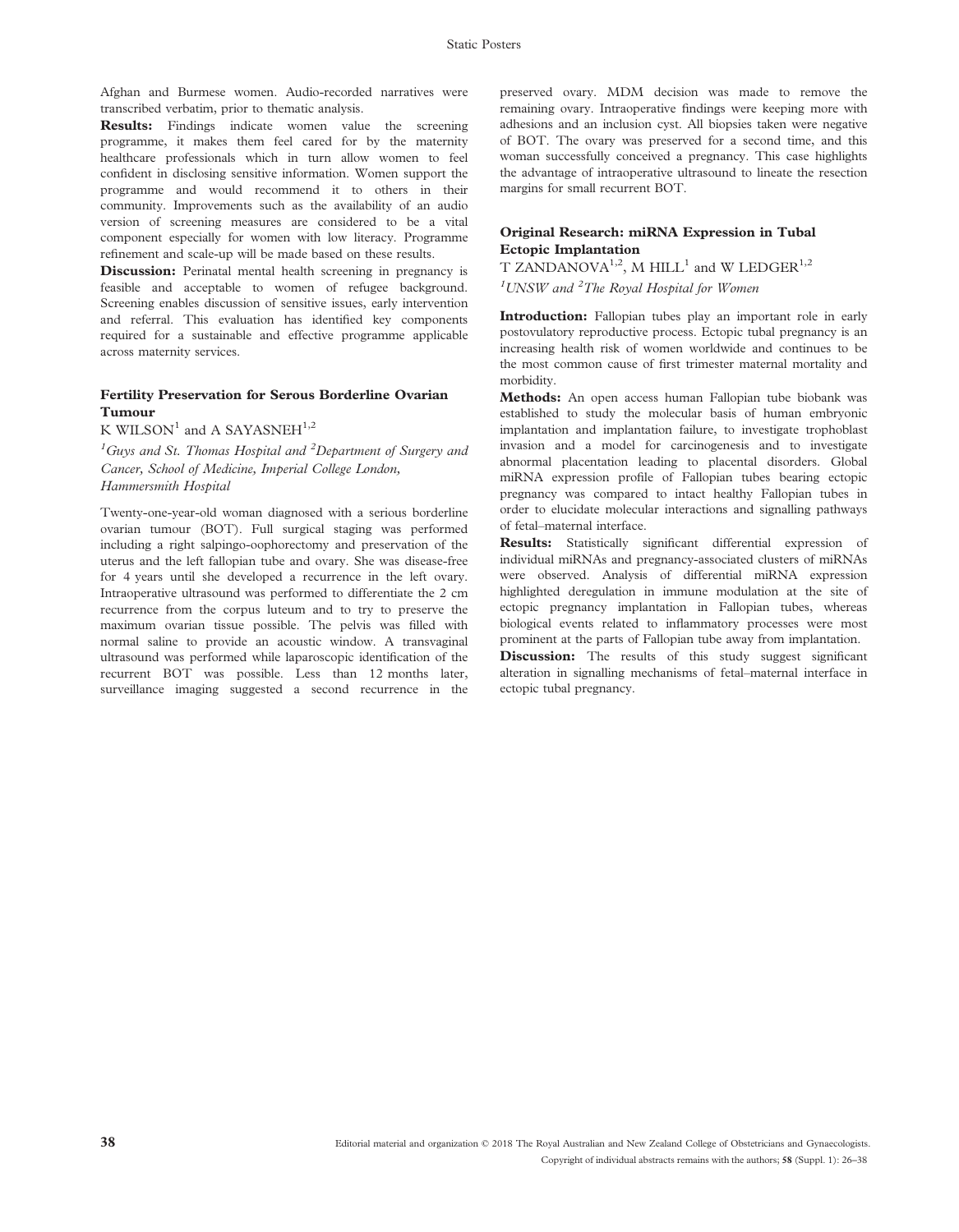Afghan and Burmese women. Audio-recorded narratives were transcribed verbatim, prior to thematic analysis.

**Results:** Findings indicate women value the screening programme, it makes them feel cared for by the maternity healthcare professionals which in turn allow women to feel confident in disclosing sensitive information. Women support the programme and would recommend it to others in their community. Improvements such as the availability of an audio version of screening measures are considered to be a vital component especially for women with low literacy. Programme refinement and scale-up will be made based on these results.

**Discussion:** Perinatal mental health screening in pregnancy is feasible and acceptable to women of refugee background. Screening enables discussion of sensitive issues, early intervention and referral. This evaluation has identified key components required for a sustainable and effective programme applicable across maternity services.

### Fertility Preservation for Serous Borderline Ovarian Tumour

K WILSON[1] and A SAYASNEH[1,2]

*[1]Guys and St. Thomas Hospital and [2]Department of Surgery and Cancer, School of Medicine, Imperial College London, Hammersmith Hospital*

Twenty-one-year-old woman diagnosed with a serious borderline ovarian tumour (BOT). Full surgical staging was performed including a right salpingo-oophorectomy and preservation of the uterus and the left fallopian tube and ovary. She was disease-free for 4 years until she developed a recurrence in the left ovary. Intraoperative ultrasound was performed to differentiate the 2 cm recurrence from the corpus luteum and to try to preserve the maximum ovarian tissue possible. The pelvis was filled with normal saline to provide an acoustic window. A transvaginal ultrasound was performed while laparoscopic identification of the recurrent BOT was possible. Less than 12 months later, surveillance imaging suggested a second recurrence in the preserved ovary. MDM decision was made to remove the remaining ovary. Intraoperative findings were keeping more with adhesions and an inclusion cyst. All biopsies taken were negative of BOT. The ovary was preserved for a second time, and this woman successfully conceived a pregnancy. This case highlights the advantage of intraoperative ultrasound to lineate the resection margins for small recurrent BOT.

### Original Research: miRNA Expression in Tubal Ectopic Implantation

T ZANDANOVA[1,2], M HILL[1] and W LEDGER[1,2]

*[1]UNSW and [2]The Royal Hospital for Women*

**Introduction:** Fallopian tubes play an important role in early postovulatory reproductive process. Ectopic tubal pregnancy is an increasing health risk of women worldwide and continues to be the most common cause of first trimester maternal mortality and morbidity.

**Methods:** An open access human Fallopian tube biobank was established to study the molecular basis of human embryonic implantation and implantation failure, to investigate trophoblast invasion and a model for carcinogenesis and to investigate abnormal placentation leading to placental disorders. Global miRNA expression profile of Fallopian tubes bearing ectopic pregnancy was compared to intact healthy Fallopian tubes in order to elucidate molecular interactions and signalling pathways of fetal–maternal interface.

**Results:** Statistically significant differential expression of individual miRNAs and pregnancy-associated clusters of miRNAs were observed. Analysis of differential miRNA expression highlighted deregulation in immune modulation at the site of ectopic pregnancy implantation in Fallopian tubes, whereas biological events related to inflammatory processes were most prominent at the parts of Fallopian tube away from implantation.

**Discussion:** The results of this study suggest significant alteration in signalling mechanisms of fetal–maternal interface in ectopic tubal pregnancy.